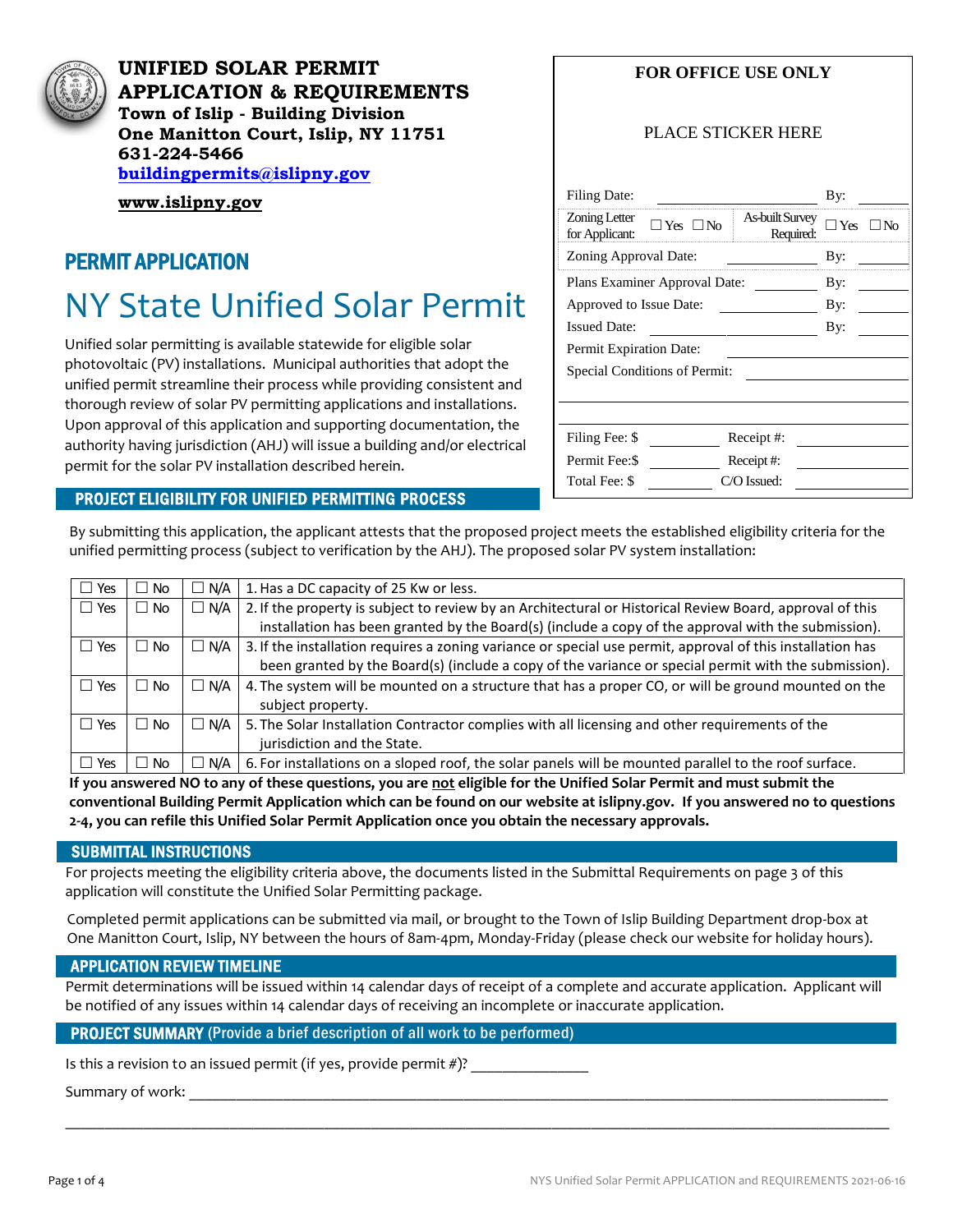**UNIFIED SOLAR PERMIT APPLICATION & REQUIREMENTS**
**Town of Islip - Building Division**
**One Manitton Court, Islip, NY 11751**
**631-224-5466**
**buildingpermits@islipny.gov**

**www.islipny.gov**

| FOR OFFICE USE ONLY | | | |
|---|---|---|---|
| PLACE STICKER HERE | | | |
| Filing Date: | | By: | |
| Zoning Letter for Applicant: ☐ Yes ☐ No | | As-built Survey Required: ☐ Yes ☐ No | |
| Zoning Approval Date: | | By: | |
| Plans Examiner Approval Date: | | By: | |
| Approved to Issue Date: | | By: | |
| Issued Date: | | By: | |
| Permit Expiration Date: | | | |
| Special Conditions of Permit: | | | |
| Filing Fee: $ | | Receipt #: | |
| Permit Fee:$ | | Receipt #: | |
| Total Fee: $ | | C/O Issued: | |

## PERMIT APPLICATION

# NY State Unified Solar Permit

Unified solar permitting is available statewide for eligible solar photovoltaic (PV) installations. Municipal authorities that adopt the unified permit streamline their process while providing consistent and thorough review of solar PV permitting applications and installations. Upon approval of this application and supporting documentation, the authority having jurisdiction (AHJ) will issue a building and/or electrical permit for the solar PV installation described herein.

## PROJECT ELIGIBILITY FOR UNIFIED PERMITTING PROCESS

By submitting this application, the applicant attests that the proposed project meets the established eligibility criteria for the unified permitting process (subject to verification by the AHJ). The proposed solar PV system installation:

| | | | |
|---|---|---|---|
| ☐ Yes | ☐ No | ☐ N/A | 1. Has a DC capacity of 25 Kw or less. |
| ☐ Yes | ☐ No | ☐ N/A | 2. If the property is subject to review by an Architectural or Historical Review Board, approval of this installation has been granted by the Board(s) (include a copy of the approval with the submission). |
| ☐ Yes | ☐ No | ☐ N/A | 3. If the installation requires a zoning variance or special use permit, approval of this installation has been granted by the Board(s) (include a copy of the variance or special permit with the submission). |
| ☐ Yes | ☐ No | ☐ N/A | 4. The system will be mounted on a structure that has a proper CO, or will be ground mounted on the subject property. |
| ☐ Yes | ☐ No | ☐ N/A | 5. The Solar Installation Contractor complies with all licensing and other requirements of the jurisdiction and the State. |
| ☐ Yes | ☐ No | ☐ N/A | 6. For installations on a sloped roof, the solar panels will be mounted parallel to the roof surface. |

**If you answered NO to any of these questions, you are not eligible for the Unified Solar Permit and must submit the conventional Building Permit Application which can be found on our website at islipny.gov. If you answered no to questions 2-4, you can refile this Unified Solar Permit Application once you obtain the necessary approvals.**

## SUBMITTAL INSTRUCTIONS

For projects meeting the eligibility criteria above, the documents listed in the Submittal Requirements on page 3 of this application will constitute the Unified Solar Permitting package.

Completed permit applications can be submitted via mail, or brought to the Town of Islip Building Department drop-box at One Manitton Court, Islip, NY between the hours of 8am-4pm, Monday-Friday (please check our website for holiday hours).

## APPLICATION REVIEW TIMELINE

Permit determinations will be issued within 14 calendar days of receipt of a complete and accurate application. Applicant will be notified of any issues within 14 calendar days of receiving an incomplete or inaccurate application.

## PROJECT SUMMARY (Provide a brief description of all work to be performed)

Is this a revision to an issued permit (if yes, provide permit #)? _______________

Summary of work: ____________________________________________________________________________

________________________________________________________________________________________________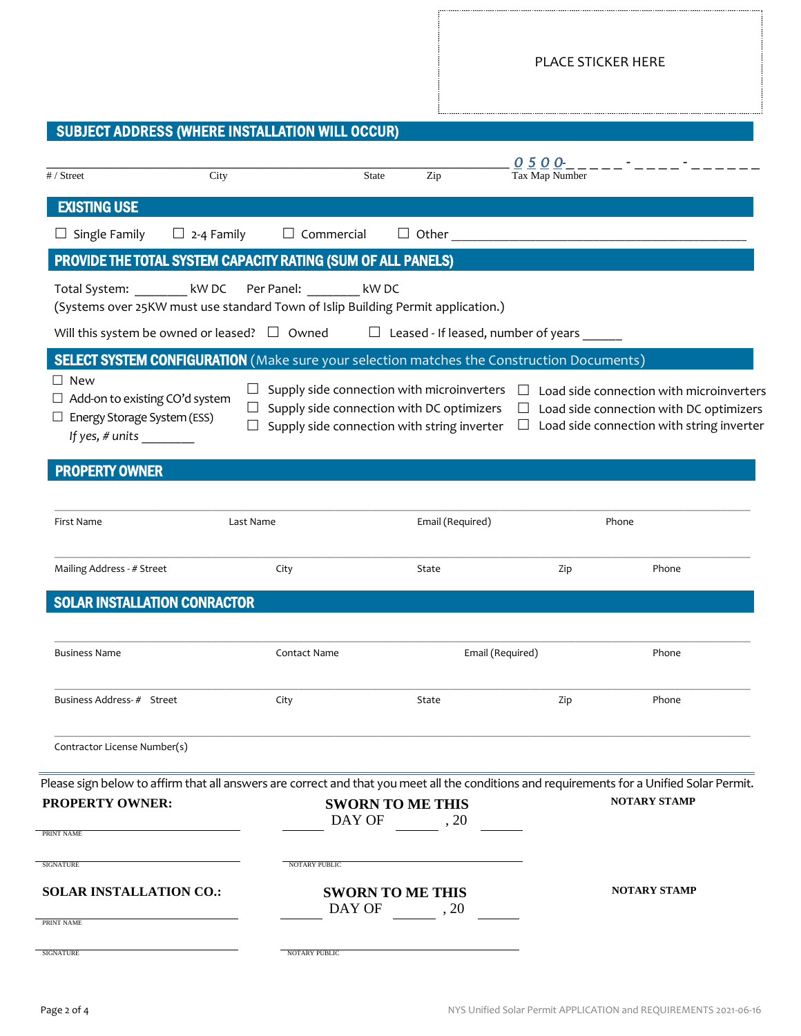PLACE STICKER HERE

## SUBJECT ADDRESS (WHERE INSTALLATION WILL OCCUR)

\_\_\_\_\_\_\_\_\_\_\_\_\_\_\_\_\_\_\_\_\_\_\_\_\_\_\_\_\_\_\_\_\_\_\_\_\_\_\_\_\_\_ 0 5 0 0-\_ \_ \_ \_ - \_ \_ \_ \_ - \_ \_ \_ \_ \_ \_

# / Street City State Zip Tax Map Number

## EXISTING USE

☐ Single Family ☐ 2-4 Family ☐ Commercial ☐ Other \_\_\_\_\_\_\_\_\_\_\_\_\_\_\_\_\_\_\_\_\_\_\_\_\_\_\_\_\_\_\_\_

## PROVIDE THE TOTAL SYSTEM CAPACITY RATING (SUM OF ALL PANELS)

Total System: \_\_\_\_\_\_\_\_ kW DC Per Panel: \_\_\_\_\_\_\_\_ kW DC

(Systems over 25KW must use standard Town of Islip Building Permit application.)

Will this system be owned or leased? ☐ Owned ☐ Leased - If leased, number of years \_\_\_\_\_\_

## SELECT SYSTEM CONFIGURATION (Make sure your selection matches the Construction Documents)

☐ New
☐ Add-on to existing CO'd system
☐ Energy Storage System (ESS)
*If yes, # units* \_\_\_\_\_\_\_\_

☐ Supply side connection with microinverters
☐ Supply side connection with DC optimizers
☐ Supply side connection with string inverter

☐ Load side connection with microinverters
☐ Load side connection with DC optimizers
☐ Load side connection with string inverter

## PROPERTY OWNER

First Name | Last Name | Email (Required) | Phone

Mailing Address - # Street | City | State | Zip | Phone

## SOLAR INSTALLATION CONRACTOR

Business Name | Contact Name | Email (Required) | Phone

Business Address- # Street | City | State | Zip | Phone

Contractor License Number(s)

---

Please sign below to affirm that all answers are correct and that you meet all the conditions and requirements for a Unified Solar Permit.

**PROPERTY OWNER:**

\_\_\_\_\_\_\_\_\_\_\_\_\_\_\_\_\_\_\_\_
PRINT NAME

\_\_\_\_\_\_\_\_\_\_\_\_\_\_\_\_\_\_\_\_
SIGNATURE

**SWORN TO ME THIS** \_\_\_\_\_\_ DAY OF \_\_\_\_\_\_ , 20 \_\_\_\_\_\_

\_\_\_\_\_\_\_\_\_\_\_\_\_\_\_\_\_\_\_\_
NOTARY PUBLIC

**NOTARY STAMP**

**SOLAR INSTALLATION CO.:**

\_\_\_\_\_\_\_\_\_\_\_\_\_\_\_\_\_\_\_\_
PRINT NAME

\_\_\_\_\_\_\_\_\_\_\_\_\_\_\_\_\_\_\_\_
SIGNATURE

**SWORN TO ME THIS** \_\_\_\_\_\_ DAY OF \_\_\_\_\_\_ , 20 \_\_\_\_\_\_

\_\_\_\_\_\_\_\_\_\_\_\_\_\_\_\_\_\_\_\_
NOTARY PUBLIC

**NOTARY STAMP**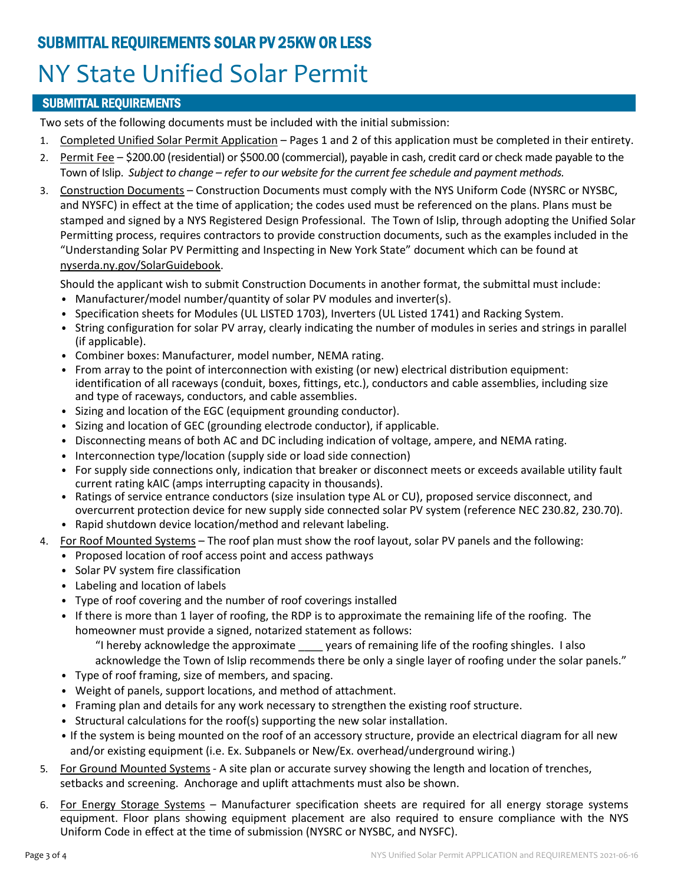# SUBMITTAL REQUIREMENTS SOLAR PV 25KW OR LESS

# NY State Unified Solar Permit

## SUBMITTAL REQUIREMENTS

Two sets of the following documents must be included with the initial submission:

1. Completed Unified Solar Permit Application – Pages 1 and 2 of this application must be completed in their entirety.
2. Permit Fee – $200.00 (residential) or $500.00 (commercial), payable in cash, credit card or check made payable to the Town of Islip. *Subject to change – refer to our website for the current fee schedule and payment methods.*
3. Construction Documents – Construction Documents must comply with the NYS Uniform Code (NYSRC or NYSBC, and NYSFC) in effect at the time of application; the codes used must be referenced on the plans. Plans must be stamped and signed by a NYS Registered Design Professional. The Town of Islip, through adopting the Unified Solar Permitting process, requires contractors to provide construction documents, such as the examples included in the "Understanding Solar PV Permitting and Inspecting in New York State" document which can be found at nyserda.ny.gov/SolarGuidebook.

   Should the applicant wish to submit Construction Documents in another format, the submittal must include:
   - Manufacturer/model number/quantity of solar PV modules and inverter(s).
   - Specification sheets for Modules (UL LISTED 1703), Inverters (UL Listed 1741) and Racking System.
   - String configuration for solar PV array, clearly indicating the number of modules in series and strings in parallel (if applicable).
   - Combiner boxes: Manufacturer, model number, NEMA rating.
   - From array to the point of interconnection with existing (or new) electrical distribution equipment: identification of all raceways (conduit, boxes, fittings, etc.), conductors and cable assemblies, including size and type of raceways, conductors, and cable assemblies.
   - Sizing and location of the EGC (equipment grounding conductor).
   - Sizing and location of GEC (grounding electrode conductor), if applicable.
   - Disconnecting means of both AC and DC including indication of voltage, ampere, and NEMA rating.
   - Interconnection type/location (supply side or load side connection)
   - For supply side connections only, indication that breaker or disconnect meets or exceeds available utility fault current rating kAIC (amps interrupting capacity in thousands).
   - Ratings of service entrance conductors (size insulation type AL or CU), proposed service disconnect, and overcurrent protection device for new supply side connected solar PV system (reference NEC 230.82, 230.70).
   - Rapid shutdown device location/method and relevant labeling.
4. For Roof Mounted Systems – The roof plan must show the roof layout, solar PV panels and the following:
   - Proposed location of roof access point and access pathways
   - Solar PV system fire classification
   - Labeling and location of labels
   - Type of roof covering and the number of roof coverings installed
   - If there is more than 1 layer of roofing, the RDP is to approximate the remaining life of the roofing. The homeowner must provide a signed, notarized statement as follows:

     "I hereby acknowledge the approximate ____ years of remaining life of the roofing shingles. I also acknowledge the Town of Islip recommends there be only a single layer of roofing under the solar panels."
   - Type of roof framing, size of members, and spacing.
   - Weight of panels, support locations, and method of attachment.
   - Framing plan and details for any work necessary to strengthen the existing roof structure.
   - Structural calculations for the roof(s) supporting the new solar installation.
   - If the system is being mounted on the roof of an accessory structure, provide an electrical diagram for all new and/or existing equipment (i.e. Ex. Subpanels or New/Ex. overhead/underground wiring.)
5. For Ground Mounted Systems - A site plan or accurate survey showing the length and location of trenches, setbacks and screening. Anchorage and uplift attachments must also be shown.
6. For Energy Storage Systems – Manufacturer specification sheets are required for all energy storage systems equipment. Floor plans showing equipment placement are also required to ensure compliance with the NYS Uniform Code in effect at the time of submission (NYSRC or NYSBC, and NYSFC).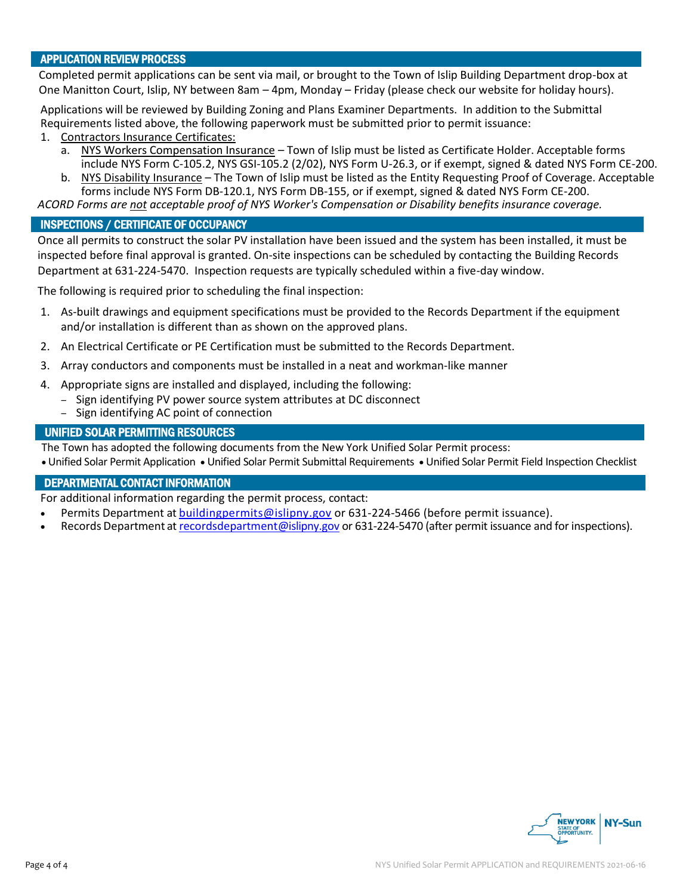## APPLICATION REVIEW PROCESS

Completed permit applications can be sent via mail, or brought to the Town of Islip Building Department drop-box at One Manitton Court, Islip, NY between 8am – 4pm, Monday – Friday (please check our website for holiday hours).

Applications will be reviewed by Building Zoning and Plans Examiner Departments. In addition to the Submittal Requirements listed above, the following paperwork must be submitted prior to permit issuance:

1. <u>Contractors Insurance Certificates:</u>
   a. <u>NYS Workers Compensation Insurance</u> – Town of Islip must be listed as Certificate Holder. Acceptable forms include NYS Form C-105.2, NYS GSI-105.2 (2/02), NYS Form U-26.3, or if exempt, signed & dated NYS Form CE-200.
   b. <u>NYS Disability Insurance</u> – The Town of Islip must be listed as the Entity Requesting Proof of Coverage. Acceptable forms include NYS Form DB-120.1, NYS Form DB-155, or if exempt, signed & dated NYS Form CE-200.

*ACORD Forms are <u>not</u> acceptable proof of NYS Worker's Compensation or Disability benefits insurance coverage.*

## INSPECTIONS / CERTIFICATE OF OCCUPANCY

Once all permits to construct the solar PV installation have been issued and the system has been installed, it must be inspected before final approval is granted. On-site inspections can be scheduled by contacting the Building Records Department at 631-224-5470. Inspection requests are typically scheduled within a five-day window.

The following is required prior to scheduling the final inspection:

1. As-built drawings and equipment specifications must be provided to the Records Department if the equipment and/or installation is different than as shown on the approved plans.
2. An Electrical Certificate or PE Certification must be submitted to the Records Department.
3. Array conductors and components must be installed in a neat and workman-like manner
4. Appropriate signs are installed and displayed, including the following:
   - Sign identifying PV power source system attributes at DC disconnect
   - Sign identifying AC point of connection

## UNIFIED SOLAR PERMITTING RESOURCES

The Town has adopted the following documents from the New York Unified Solar Permit process:

- Unified Solar Permit Application
- Unified Solar Permit Submittal Requirements
- Unified Solar Permit Field Inspection Checklist

## DEPARTMENTAL CONTACT INFORMATION

For additional information regarding the permit process, contact:

- Permits Department at buildingpermits@islipny.gov or 631-224-5466 (before permit issuance).
- Records Department at recordsdepartment@islipny.gov or 631-224-5470 (after permit issuance and for inspections).